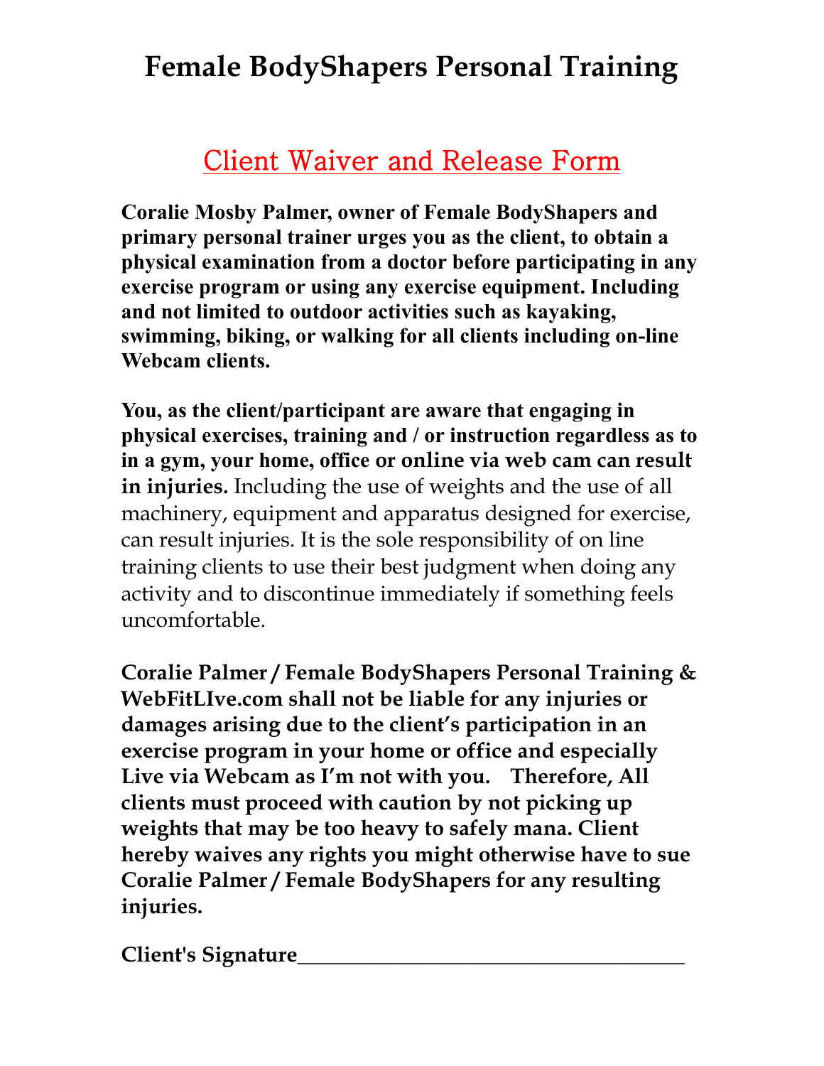# Female BodyShapers Personal Training

## Client Waiver and Release Form

**Coralie Mosby Palmer, owner of Female BodyShapers and primary personal trainer urges you as the client, to obtain a physical examination from a doctor before participating in any exercise program or using any exercise equipment. Including and not limited to outdoor activities such as kayaking, swimming, biking, or walking for all clients including on-line Webcam clients.**

**You, as the client/participant are aware that engaging in physical exercises, training and / or instruction regardless as to in a gym, your home, office or online via web cam can result in injuries.** Including the use of weights and the use of all machinery, equipment and apparatus designed for exercise, can result injuries. It is the sole responsibility of on line training clients to use their best judgment when doing any activity and to discontinue immediately if something feels uncomfortable.

**Coralie Palmer / Female BodyShapers Personal Training & WebFitLIve.com shall not be liable for any injuries or damages arising due to the client's participation in an exercise program in your home or office and especially Live via Webcam as I'm not with you. Therefore, All clients must proceed with caution by not picking up weights that may be too heavy to safely mana. Client hereby waives any rights you might otherwise have to sue Coralie Palmer / Female BodyShapers for any resulting injuries.**

**Client's Signature___________________________________**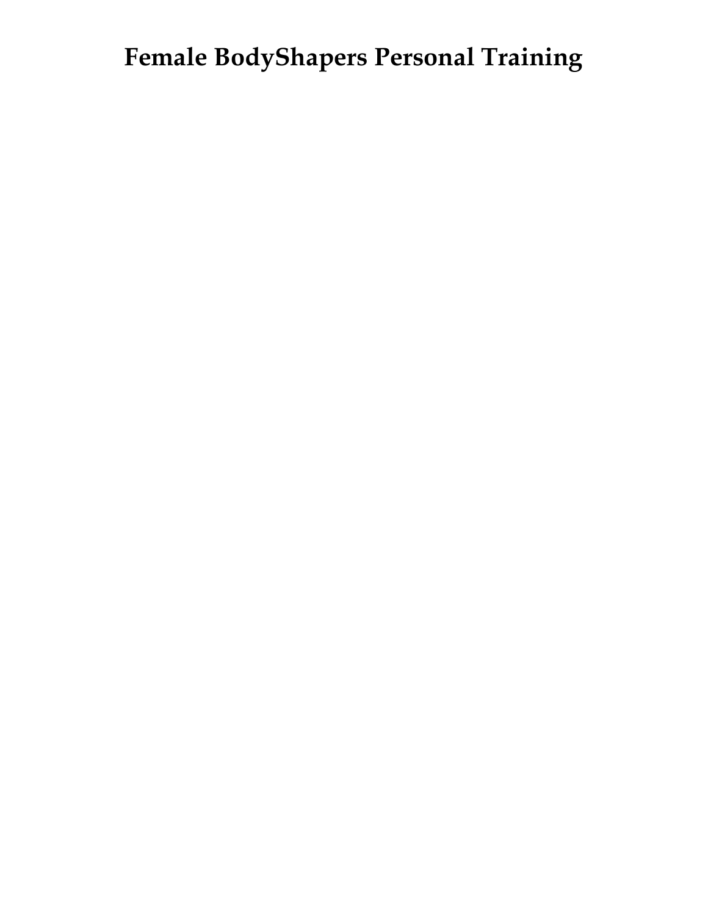# Female BodyShapers Personal Training